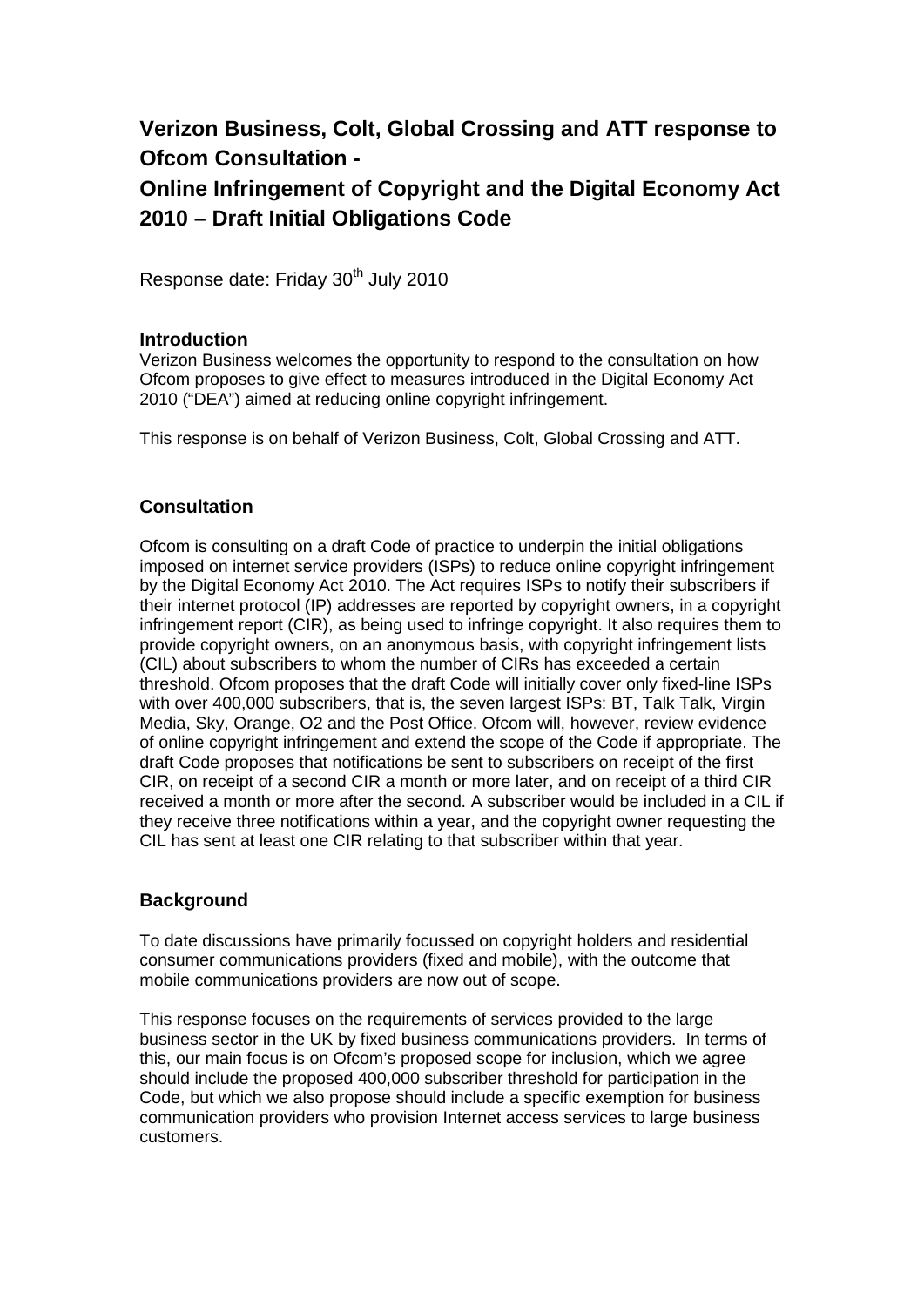# Verizon Business, Colt, Global Crossing and ATT response to Ofcom Consultation - Online Infringement of Copyright and the Digital Economy Act 2010 – Draft Initial Obligations Code

Response date: Friday 30th July 2010

## Introduction

Verizon Business welcomes the opportunity to respond to the consultation on how Ofcom proposes to give effect to measures introduced in the Digital Economy Act 2010 ("DEA") aimed at reducing online copyright infringement.

This response is on behalf of Verizon Business, Colt, Global Crossing and ATT.

## Consultation

Ofcom is consulting on a draft Code of practice to underpin the initial obligations imposed on internet service providers (ISPs) to reduce online copyright infringement by the Digital Economy Act 2010. The Act requires ISPs to notify their subscribers if their internet protocol (IP) addresses are reported by copyright owners, in a copyright infringement report (CIR), as being used to infringe copyright. It also requires them to provide copyright owners, on an anonymous basis, with copyright infringement lists (CIL) about subscribers to whom the number of CIRs has exceeded a certain threshold. Ofcom proposes that the draft Code will initially cover only fixed-line ISPs with over 400,000 subscribers, that is, the seven largest ISPs: BT, Talk Talk, Virgin Media, Sky, Orange, O2 and the Post Office. Ofcom will, however, review evidence of online copyright infringement and extend the scope of the Code if appropriate. The draft Code proposes that notifications be sent to subscribers on receipt of the first CIR, on receipt of a second CIR a month or more later, and on receipt of a third CIR received a month or more after the second. A subscriber would be included in a CIL if they receive three notifications within a year, and the copyright owner requesting the CIL has sent at least one CIR relating to that subscriber within that year.

## Background

To date discussions have primarily focussed on copyright holders and residential consumer communications providers (fixed and mobile), with the outcome that mobile communications providers are now out of scope.

This response focuses on the requirements of services provided to the large business sector in the UK by fixed business communications providers. In terms of this, our main focus is on Ofcom's proposed scope for inclusion, which we agree should include the proposed 400,000 subscriber threshold for participation in the Code, but which we also propose should include a specific exemption for business communication providers who provision Internet access services to large business customers.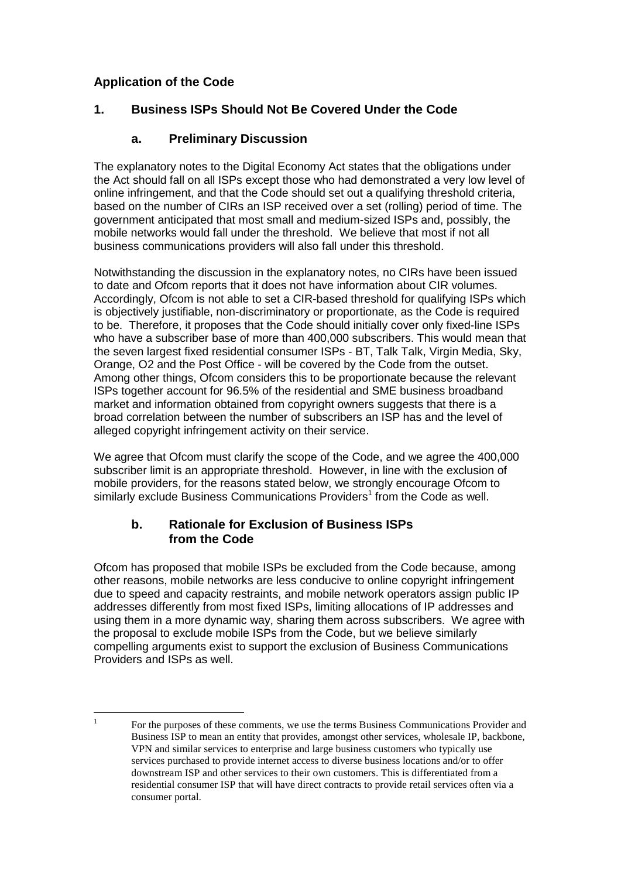## Application of the Code

### 1. Business ISPs Should Not Be Covered Under the Code

#### a. Preliminary Discussion

The explanatory notes to the Digital Economy Act states that the obligations under the Act should fall on all ISPs except those who had demonstrated a very low level of online infringement, and that the Code should set out a qualifying threshold criteria, based on the number of CIRs an ISP received over a set (rolling) period of time. The government anticipated that most small and medium-sized ISPs and, possibly, the mobile networks would fall under the threshold. We believe that most if not all business communications providers will also fall under this threshold.

Notwithstanding the discussion in the explanatory notes, no CIRs have been issued to date and Ofcom reports that it does not have information about CIR volumes. Accordingly, Ofcom is not able to set a CIR-based threshold for qualifying ISPs which is objectively justifiable, non-discriminatory or proportionate, as the Code is required to be. Therefore, it proposes that the Code should initially cover only fixed-line ISPs who have a subscriber base of more than 400,000 subscribers. This would mean that the seven largest fixed residential consumer ISPs - BT, Talk Talk, Virgin Media, Sky, Orange, O2 and the Post Office - will be covered by the Code from the outset. Among other things, Ofcom considers this to be proportionate because the relevant ISPs together account for 96.5% of the residential and SME business broadband market and information obtained from copyright owners suggests that there is a broad correlation between the number of subscribers an ISP has and the level of alleged copyright infringement activity on their service.

We agree that Ofcom must clarify the scope of the Code, and we agree the 400,000 subscriber limit is an appropriate threshold. However, in line with the exclusion of mobile providers, for the reasons stated below, we strongly encourage Ofcom to similarly exclude Business Communications Providers[1] from the Code as well.

#### b. Rationale for Exclusion of Business ISPs from the Code

Ofcom has proposed that mobile ISPs be excluded from the Code because, among other reasons, mobile networks are less conducive to online copyright infringement due to speed and capacity restraints, and mobile network operators assign public IP addresses differently from most fixed ISPs, limiting allocations of IP addresses and using them in a more dynamic way, sharing them across subscribers. We agree with the proposal to exclude mobile ISPs from the Code, but we believe similarly compelling arguments exist to support the exclusion of Business Communications Providers and ISPs as well.

---

[1] For the purposes of these comments, we use the terms Business Communications Provider and Business ISP to mean an entity that provides, amongst other services, wholesale IP, backbone, VPN and similar services to enterprise and large business customers who typically use services purchased to provide internet access to diverse business locations and/or to offer downstream ISP and other services to their own customers. This is differentiated from a residential consumer ISP that will have direct contracts to provide retail services often via a consumer portal.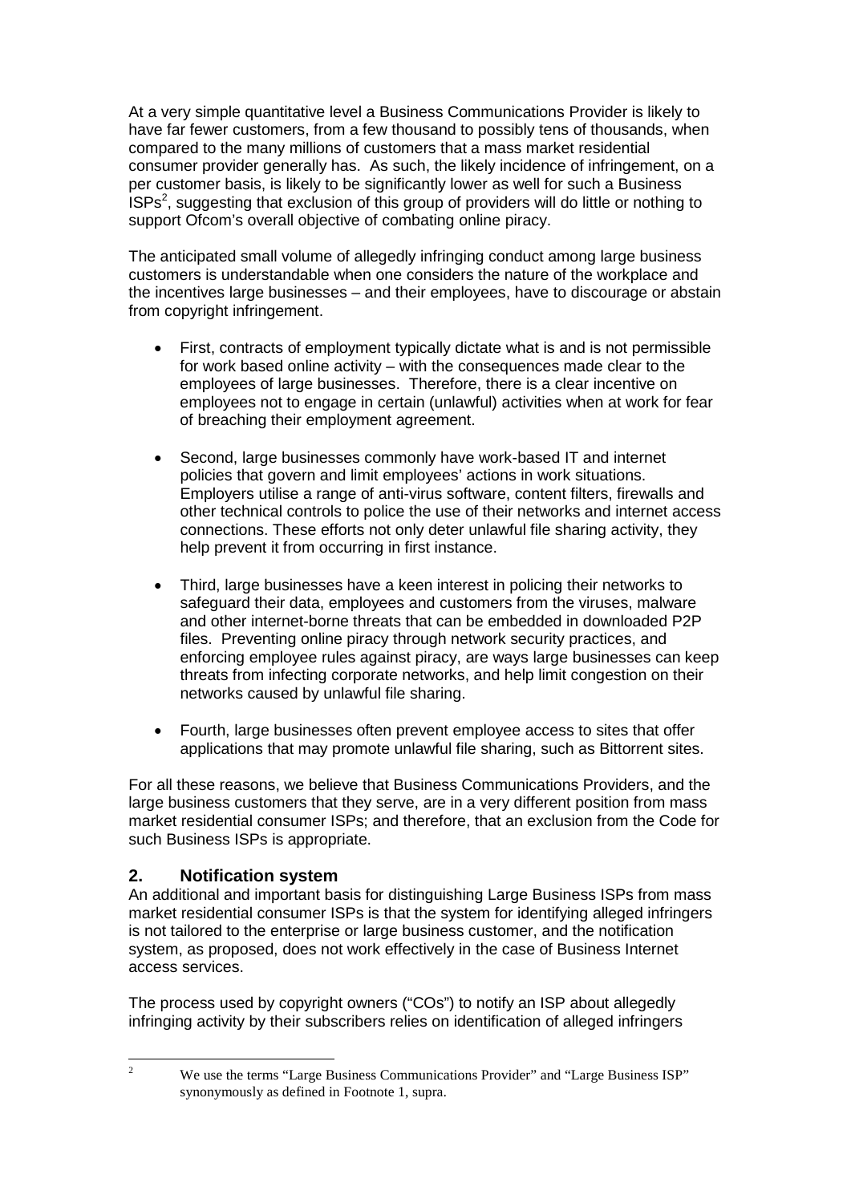At a very simple quantitative level a Business Communications Provider is likely to have far fewer customers, from a few thousand to possibly tens of thousands, when compared to the many millions of customers that a mass market residential consumer provider generally has. As such, the likely incidence of infringement, on a per customer basis, is likely to be significantly lower as well for such a Business ISPs[2], suggesting that exclusion of this group of providers will do little or nothing to support Ofcom's overall objective of combating online piracy.

The anticipated small volume of allegedly infringing conduct among large business customers is understandable when one considers the nature of the workplace and the incentives large businesses – and their employees, have to discourage or abstain from copyright infringement.

- First, contracts of employment typically dictate what is and is not permissible for work based online activity – with the consequences made clear to the employees of large businesses. Therefore, there is a clear incentive on employees not to engage in certain (unlawful) activities when at work for fear of breaching their employment agreement.
- Second, large businesses commonly have work-based IT and internet policies that govern and limit employees' actions in work situations. Employers utilise a range of anti-virus software, content filters, firewalls and other technical controls to police the use of their networks and internet access connections. These efforts not only deter unlawful file sharing activity, they help prevent it from occurring in first instance.
- Third, large businesses have a keen interest in policing their networks to safeguard their data, employees and customers from the viruses, malware and other internet-borne threats that can be embedded in downloaded P2P files. Preventing online piracy through network security practices, and enforcing employee rules against piracy, are ways large businesses can keep threats from infecting corporate networks, and help limit congestion on their networks caused by unlawful file sharing.
- Fourth, large businesses often prevent employee access to sites that offer applications that may promote unlawful file sharing, such as Bittorrent sites.

For all these reasons, we believe that Business Communications Providers, and the large business customers that they serve, are in a very different position from mass market residential consumer ISPs; and therefore, that an exclusion from the Code for such Business ISPs is appropriate.

## 2. Notification system

An additional and important basis for distinguishing Large Business ISPs from mass market residential consumer ISPs is that the system for identifying alleged infringers is not tailored to the enterprise or large business customer, and the notification system, as proposed, does not work effectively in the case of Business Internet access services.

The process used by copyright owners ("COs") to notify an ISP about allegedly infringing activity by their subscribers relies on identification of alleged infringers

[2] We use the terms "Large Business Communications Provider" and "Large Business ISP" synonymously as defined in Footnote 1, supra.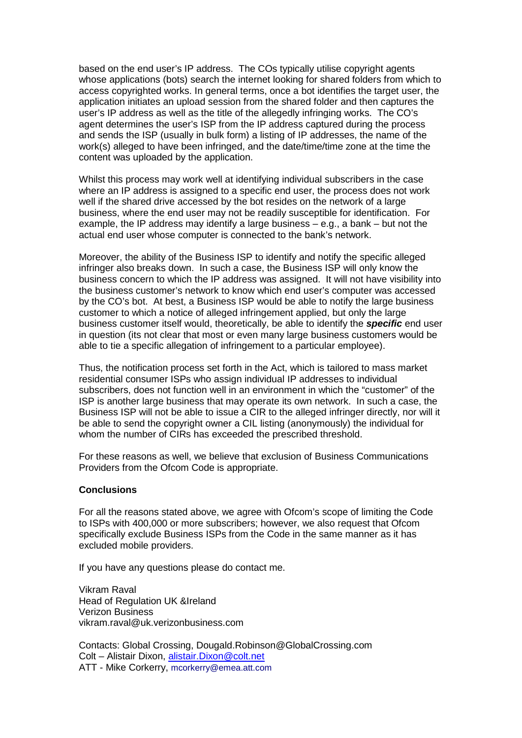based on the end user's IP address. The COs typically utilise copyright agents whose applications (bots) search the internet looking for shared folders from which to access copyrighted works. In general terms, once a bot identifies the target user, the application initiates an upload session from the shared folder and then captures the user's IP address as well as the title of the allegedly infringing works. The CO's agent determines the user's ISP from the IP address captured during the process and sends the ISP (usually in bulk form) a listing of IP addresses, the name of the work(s) alleged to have been infringed, and the date/time/time zone at the time the content was uploaded by the application.

Whilst this process may work well at identifying individual subscribers in the case where an IP address is assigned to a specific end user, the process does not work well if the shared drive accessed by the bot resides on the network of a large business, where the end user may not be readily susceptible for identification. For example, the IP address may identify a large business – e.g., a bank – but not the actual end user whose computer is connected to the bank's network.

Moreover, the ability of the Business ISP to identify and notify the specific alleged infringer also breaks down. In such a case, the Business ISP will only know the business concern to which the IP address was assigned. It will not have visibility into the business customer's network to know which end user's computer was accessed by the CO's bot. At best, a Business ISP would be able to notify the large business customer to which a notice of alleged infringement applied, but only the large business customer itself would, theoretically, be able to identify the ***specific*** end user in question (its not clear that most or even many large business customers would be able to tie a specific allegation of infringement to a particular employee).

Thus, the notification process set forth in the Act, which is tailored to mass market residential consumer ISPs who assign individual IP addresses to individual subscribers, does not function well in an environment in which the "customer" of the ISP is another large business that may operate its own network. In such a case, the Business ISP will not be able to issue a CIR to the alleged infringer directly, nor will it be able to send the copyright owner a CIL listing (anonymously) the individual for whom the number of CIRs has exceeded the prescribed threshold.

For these reasons as well, we believe that exclusion of Business Communications Providers from the Ofcom Code is appropriate.

**Conclusions**

For all the reasons stated above, we agree with Ofcom's scope of limiting the Code to ISPs with 400,000 or more subscribers; however, we also request that Ofcom specifically exclude Business ISPs from the Code in the same manner as it has excluded mobile providers.

If you have any questions please do contact me.

Vikram Raval
Head of Regulation UK &Ireland
Verizon Business
vikram.raval@uk.verizonbusiness.com

Contacts: Global Crossing, Dougald.Robinson@GlobalCrossing.com
Colt – Alistair Dixon, alistair.Dixon@colt.net
ATT - Mike Corkerry, mcorkerry@emea.att.com